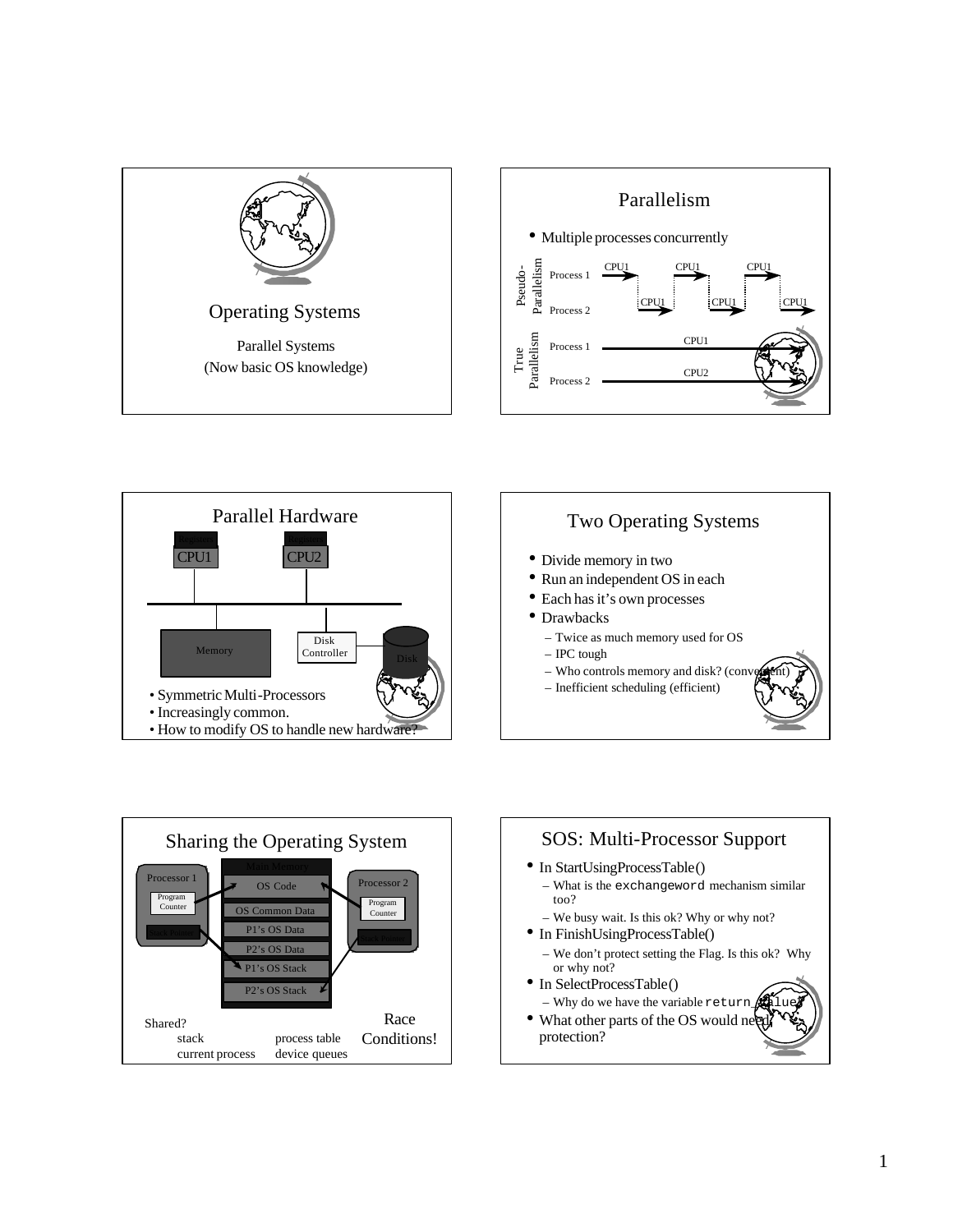# Operating Systems

Parallel Systems

(Now basic OS knowledge)

## Parallelism

- Multiple processes concurrently

Pseudo-Parallelism: Process 1, Process 2 (CPU1 alternating)

True Parallelism: Process 1 (CPU1), Process 2 (CPU2)

## Parallel Hardware

Registers / CPU1, Registers / CPU2, Memory, Disk Controller, Disk

- Symmetric Multi-Processors
- Increasingly common.
- How to modify OS to handle new hardware?

## Two Operating Systems

- Divide memory in two
- Run an independent OS in each
- Each has it's own processes
- Drawbacks
  - Twice as much memory used for OS
  - IPC tough
  - Who controls memory and disk? (convenient)
  - Inefficient scheduling (efficient)

## Sharing the Operating System

Processor 1 (Program Counter, Stack Pointer); Main Memory (OS Code, OS Common Data, P1's OS Data, P2's OS Data, P1's OS Stack, P2's OS Stack); Processor 2 (Program Counter, Stack Pointer)

Shared?

| | |
|---|---|
| stack | process table |
| current process | device queues |

Race Conditions!

## SOS: Multi-Processor Support

- In StartUsingProcessTable()
  - What is the `exchangeword` mechanism similar too?
  - We busy wait. Is this ok? Why or why not?
- In FinishUsingProcessTable()
  - We don't protect setting the Flag. Is this ok? Why or why not?
- In SelectProcessTable()
  - Why do we have the variable `return_value`?
- What other parts of the OS would need protection?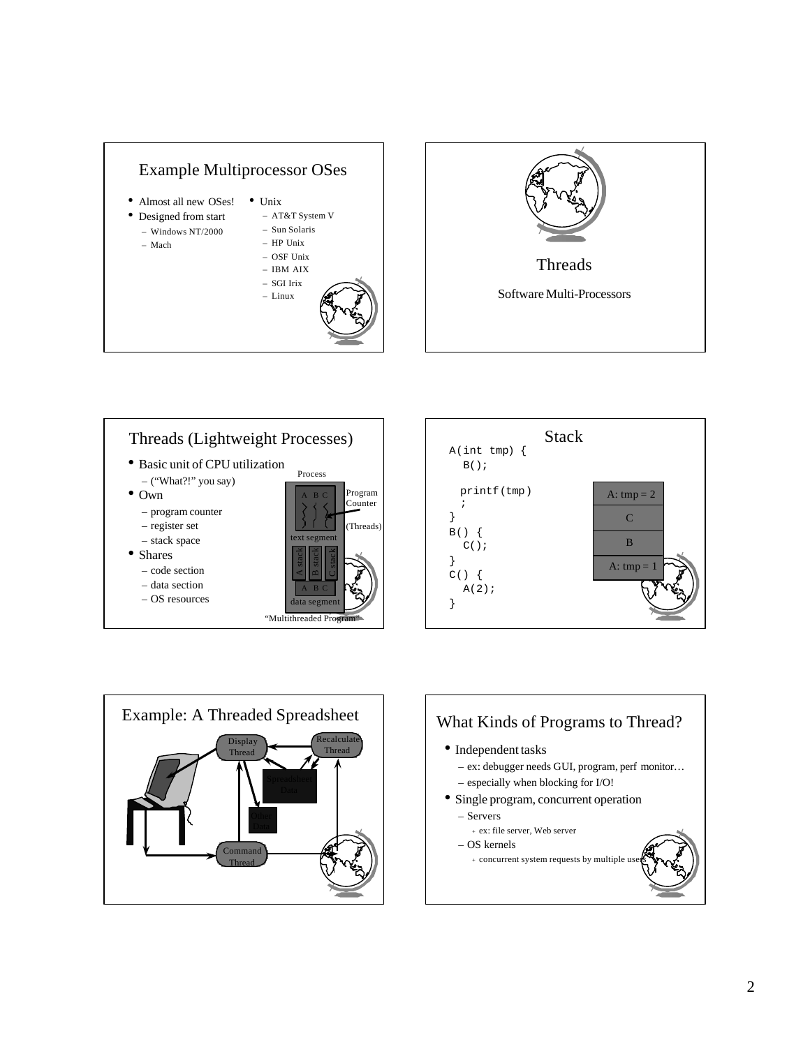## Example Multiprocessor OSes

- Almost all new OSes!
- Designed from start
  - Windows NT/2000
  - Mach
- Unix
  - AT&T System V
  - Sun Solaris
  - HP Unix
  - OSF Unix
  - IBM AIX
  - SGI Irix
  - Linux

## Threads

Software Multi-Processors

## Threads (Lightweight Processes)

- Basic unit of CPU utilization
  - (“What?!” you say)
- Own
  - program counter
  - register set
  - stack space
- Shares
  - code section
  - data section
  - OS resources

Process

A B C

Program Counter

(Threads)

text segment

A stack | B stack | C stack

A B C

data segment

“Multithreaded Program”

## Stack

```
A(int tmp) {
  B();

  printf(tmp)
  ;
}
B() {
  C();
}
C() {
  A(2);
}
```

| |
|---|
| A: tmp = 2 |
| C |
| B |
| A: tmp = 1 |

## Example: A Threaded Spreadsheet

Display Thread

Recalculate Thread

Spreadsheet Data

Other Data

Command Thread

## What Kinds of Programs to Thread?

- Independent tasks
  - ex: debugger needs GUI, program, perf monitor…
  - especially when blocking for I/O!
- Single program, concurrent operation
  - Servers
    - ex: file server, Web server
  - OS kernels
    - concurrent system requests by multiple users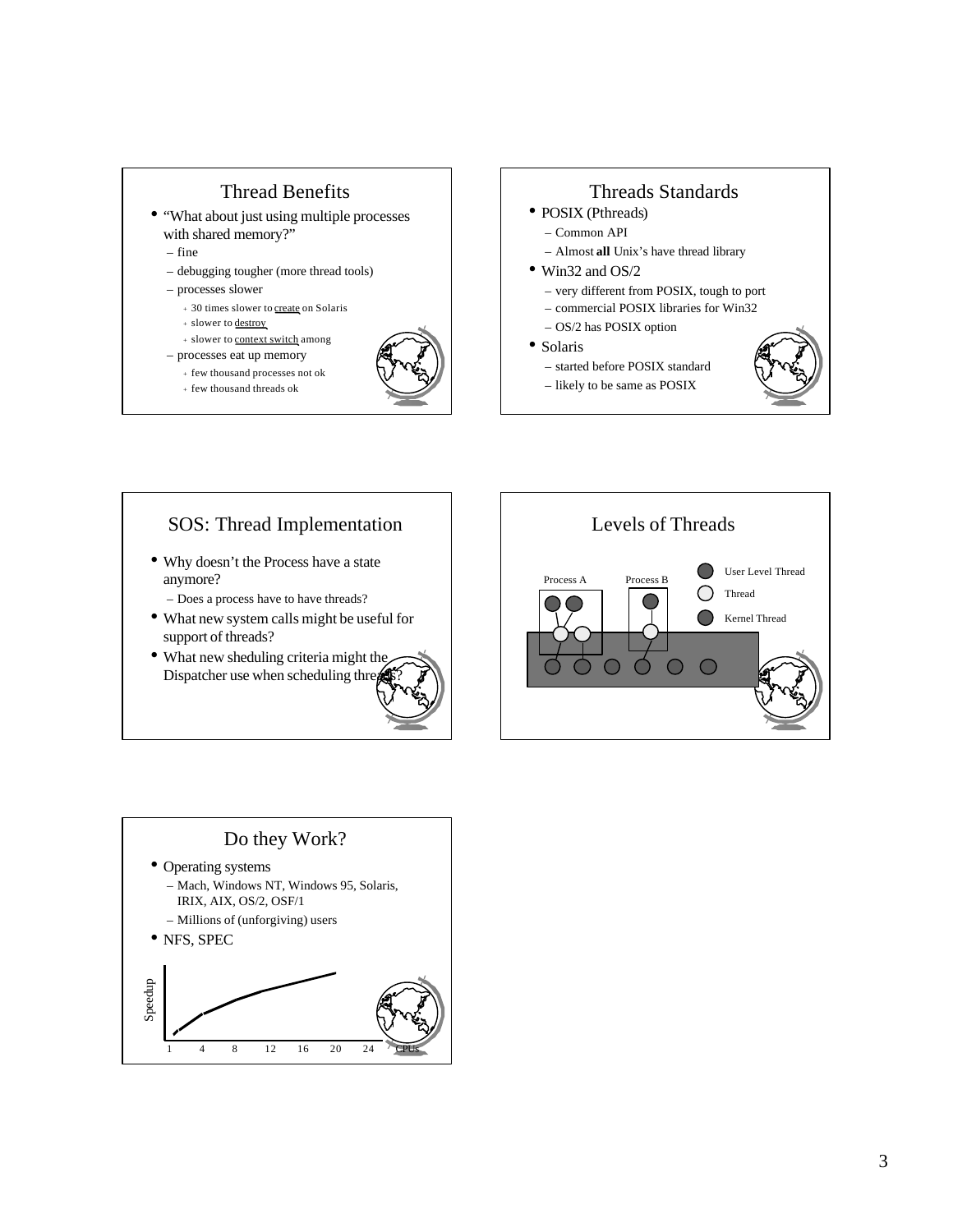## Thread Benefits

- "What about just using multiple processes with shared memory?"
  - fine
  - debugging tougher (more thread tools)
  - processes slower
    - 30 times slower to create on Solaris
    - slower to destroy
    - slower to context switch among
  - processes eat up memory
    - few thousand processes not ok
    - few thousand threads ok

## Threads Standards

- POSIX (Pthreads)
  - Common API
  - Almost **all** Unix's have thread library
- Win32 and OS/2
  - very different from POSIX, tough to port
  - commercial POSIX libraries for Win32
  - OS/2 has POSIX option
- Solaris
  - started before POSIX standard
  - likely to be same as POSIX

## SOS: Thread Implementation

- Why doesn't the Process have a state anymore?
  - Does a process have to have threads?
- What new system calls might be useful for support of threads?
- What new sheduling criteria might the Dispatcher use when scheduling threads?

## Levels of Threads

Process A

Process B

User Level Thread

Thread

Kernel Thread

## Do they Work?

- Operating systems
  - Mach, Windows NT, Windows 95, Solaris, IRIX, AIX, OS/2, OSF/1
  - Millions of (unforgiving) users
- NFS, SPEC

Speedup

1 4 8 12 16 20 24 CPUs